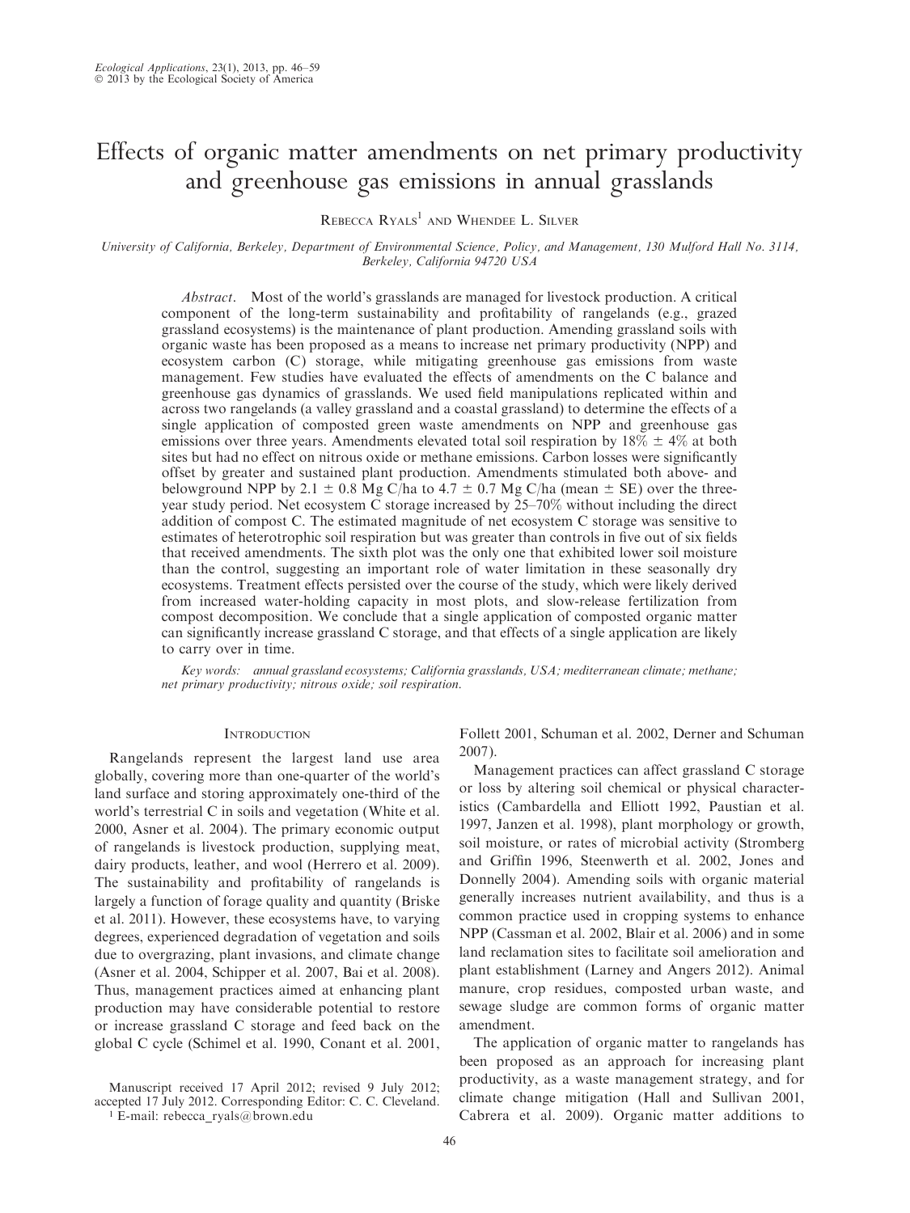# Effects of organic matter amendments on net primary productivity and greenhouse gas emissions in annual grasslands

Rebecca Ryals[1] and Whendee L. Silver

*University of California, Berkeley, Department of Environmental Science, Policy, and Management, 130 Mulford Hall No. 3114, Berkeley, California 94720 USA*

*Abstract.* Most of the world's grasslands are managed for livestock production. A critical component of the long-term sustainability and profitability of rangelands (e.g., grazed grassland ecosystems) is the maintenance of plant production. Amending grassland soils with organic waste has been proposed as a means to increase net primary productivity (NPP) and ecosystem carbon (C) storage, while mitigating greenhouse gas emissions from waste management. Few studies have evaluated the effects of amendments on the C balance and greenhouse gas dynamics of grasslands. We used field manipulations replicated within and across two rangelands (a valley grassland and a coastal grassland) to determine the effects of a single application of composted green waste amendments on NPP and greenhouse gas emissions over three years. Amendments elevated total soil respiration by 18% ± 4% at both sites but had no effect on nitrous oxide or methane emissions. Carbon losses were significantly offset by greater and sustained plant production. Amendments stimulated both above- and belowground NPP by 2.1 ± 0.8 Mg C/ha to 4.7 ± 0.7 Mg C/ha (mean ± SE) over the three-year study period. Net ecosystem C storage increased by 25–70% without including the direct addition of compost C. The estimated magnitude of net ecosystem C storage was sensitive to estimates of heterotrophic soil respiration but was greater than controls in five out of six fields that received amendments. The sixth plot was the only one that exhibited lower soil moisture than the control, suggesting an important role of water limitation in these seasonally dry ecosystems. Treatment effects persisted over the course of the study, which were likely derived from increased water-holding capacity in most plots, and slow-release fertilization from compost decomposition. We conclude that a single application of composted organic matter can significantly increase grassland C storage, and that effects of a single application are likely to carry over in time.

*Key words:* annual grassland ecosystems; California grasslands, USA; mediterranean climate; methane; net primary productivity; nitrous oxide; soil respiration.

## Introduction

Rangelands represent the largest land use area globally, covering more than one-quarter of the world's land surface and storing approximately one-third of the world's terrestrial C in soils and vegetation (White et al. 2000, Asner et al. 2004). The primary economic output of rangelands is livestock production, supplying meat, dairy products, leather, and wool (Herrero et al. 2009). The sustainability and profitability of rangelands is largely a function of forage quality and quantity (Briske et al. 2011). However, these ecosystems have, to varying degrees, experienced degradation of vegetation and soils due to overgrazing, plant invasions, and climate change (Asner et al. 2004, Schipper et al. 2007, Bai et al. 2008). Thus, management practices aimed at enhancing plant production may have considerable potential to restore or increase grassland C storage and feed back on the global C cycle (Schimel et al. 1990, Conant et al. 2001, Follett 2001, Schuman et al. 2002, Derner and Schuman 2007).

Management practices can affect grassland C storage or loss by altering soil chemical or physical characteristics (Cambardella and Elliott 1992, Paustian et al. 1997, Janzen et al. 1998), plant morphology or growth, soil moisture, or rates of microbial activity (Stromberg and Griffin 1996, Steenwerth et al. 2002, Jones and Donnelly 2004). Amending soils with organic material generally increases nutrient availability, and thus is a common practice used in cropping systems to enhance NPP (Cassman et al. 2002, Blair et al. 2006) and in some land reclamation sites to facilitate soil amelioration and plant establishment (Larney and Angers 2012). Animal manure, crop residues, composted urban waste, and sewage sludge are common forms of organic matter amendment.

The application of organic matter to rangelands has been proposed as an approach for increasing plant productivity, as a waste management strategy, and for climate change mitigation (Hall and Sullivan 2001, Cabrera et al. 2009). Organic matter additions to

Manuscript received 17 April 2012; revised 9 July 2012; accepted 17 July 2012. Corresponding Editor: C. C. Cleveland.

[1] E-mail: rebecca_ryals@brown.edu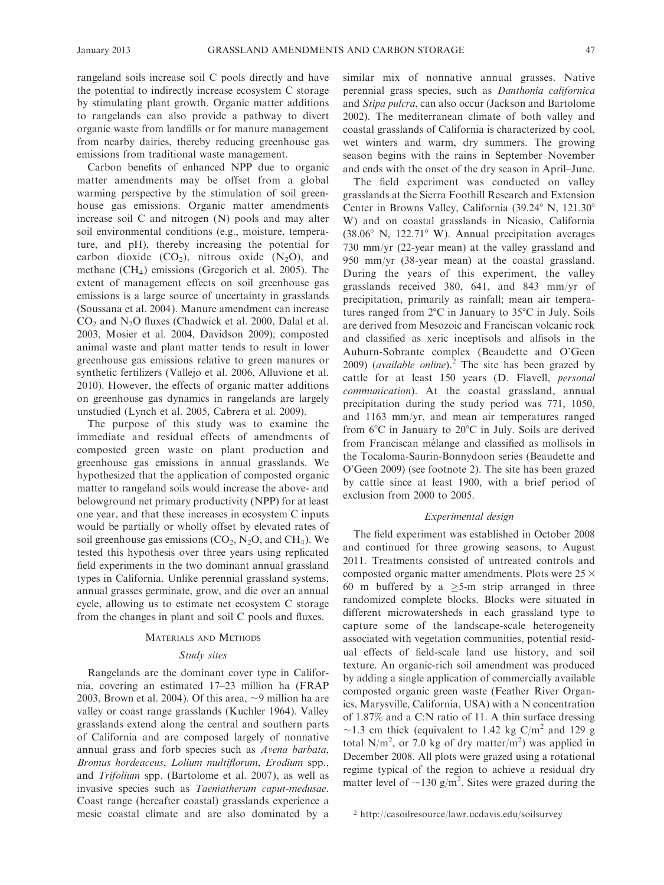rangeland soils increase soil C pools directly and have the potential to indirectly increase ecosystem C storage by stimulating plant growth. Organic matter additions to rangelands can also provide a pathway to divert organic waste from landfills or for manure management from nearby dairies, thereby reducing greenhouse gas emissions from traditional waste management.

Carbon benefits of enhanced NPP due to organic matter amendments may be offset from a global warming perspective by the stimulation of soil greenhouse gas emissions. Organic matter amendments increase soil C and nitrogen (N) pools and may alter soil environmental conditions (e.g., moisture, temperature, and pH), thereby increasing the potential for carbon dioxide ($CO_2$), nitrous oxide ($N_2O$), and methane ($CH_4$) emissions (Gregorich et al. 2005). The extent of management effects on soil greenhouse gas emissions is a large source of uncertainty in grasslands (Soussana et al. 2004). Manure amendment can increase $CO_2$ and $N_2O$ fluxes (Chadwick et al. 2000, Dalal et al. 2003, Mosier et al. 2004, Davidson 2009); composted animal waste and plant matter tends to result in lower greenhouse gas emissions relative to green manures or synthetic fertilizers (Vallejo et al. 2006, Alluvione et al. 2010). However, the effects of organic matter additions on greenhouse gas dynamics in rangelands are largely unstudied (Lynch et al. 2005, Cabrera et al. 2009).

The purpose of this study was to examine the immediate and residual effects of amendments of composted green waste on plant production and greenhouse gas emissions in annual grasslands. We hypothesized that the application of composted organic matter to rangeland soils would increase the above- and belowground net primary productivity (NPP) for at least one year, and that these increases in ecosystem C inputs would be partially or wholly offset by elevated rates of soil greenhouse gas emissions ($CO_2$, $N_2O$, and $CH_4$). We tested this hypothesis over three years using replicated field experiments in the two dominant annual grassland types in California. Unlike perennial grassland systems, annual grasses germinate, grow, and die over an annual cycle, allowing us to estimate net ecosystem C storage from the changes in plant and soil C pools and fluxes.

## Materials and Methods

### Study sites

Rangelands are the dominant cover type in California, covering an estimated 17–23 million ha (FRAP 2003, Brown et al. 2004). Of this area, ~9 million ha are valley or coast range grasslands (Kuchler 1964). Valley grasslands extend along the central and southern parts of California and are composed largely of nonnative annual grass and forb species such as *Avena barbata*, *Bromus hordeaceus*, *Lolium multiflorum*, *Erodium* spp., and *Trifolium* spp. (Bartolome et al. 2007), as well as invasive species such as *Taeniatherum caput-medusae*. Coast range (hereafter coastal) grasslands experience a mesic coastal climate and are also dominated by a similar mix of nonnative annual grasses. Native perennial grass species, such as *Danthonia californica* and *Stipa pulcra*, can also occur (Jackson and Bartolome 2002). The mediterranean climate of both valley and coastal grasslands of California is characterized by cool, wet winters and warm, dry summers. The growing season begins with the rains in September–November and ends with the onset of the dry season in April–June.

The field experiment was conducted on valley grasslands at the Sierra Foothill Research and Extension Center in Browns Valley, California (39.24° N, 121.30° W) and on coastal grasslands in Nicasio, California (38.06° N, 122.71° W). Annual precipitation averages 730 mm/yr (22-year mean) at the valley grassland and 950 mm/yr (38-year mean) at the coastal grassland. During the years of this experiment, the valley grasslands received 380, 641, and 843 mm/yr of precipitation, primarily as rainfall; mean air temperatures ranged from 2°C in January to 35°C in July. Soils are derived from Mesozoic and Franciscan volcanic rock and classified as xeric inceptisols and alfisols in the Auburn-Sobrante complex (Beaudette and O'Geen 2009) (*available online*).[2] The site has been grazed by cattle for at least 150 years (D. Flavell, *personal communication*). At the coastal grassland, annual precipitation during the study period was 771, 1050, and 1163 mm/yr, and mean air temperatures ranged from 6°C in January to 20°C in July. Soils are derived from Franciscan mélange and classified as mollisols in the Tocaloma-Saurin-Bonnydoon series (Beaudette and O'Geen 2009) (see footnote 2). The site has been grazed by cattle since at least 1900, with a brief period of exclusion from 2000 to 2005.

### Experimental design

The field experiment was established in October 2008 and continued for three growing seasons, to August 2011. Treatments consisted of untreated controls and composted organic matter amendments. Plots were 25 × 60 m buffered by a ≥5-m strip arranged in three randomized complete blocks. Blocks were situated in different microwatersheds in each grassland type to capture some of the landscape-scale heterogeneity associated with vegetation communities, potential residual effects of field-scale land use history, and soil texture. An organic-rich soil amendment was produced by adding a single application of commercially available composted organic green waste (Feather River Organics, Marysville, California, USA) with a N concentration of 1.87% and a C:N ratio of 11. A thin surface dressing ~1.3 cm thick (equivalent to 1.42 kg C/$m^2$ and 129 g total N/$m^2$, or 7.0 kg of dry matter/$m^2$) was applied in December 2008. All plots were grazed using a rotational regime typical of the region to achieve a residual dry matter level of ~130 g/$m^2$. Sites were grazed during the

[2] http://casoilresource/lawr.ucdavis.edu/soilsurvey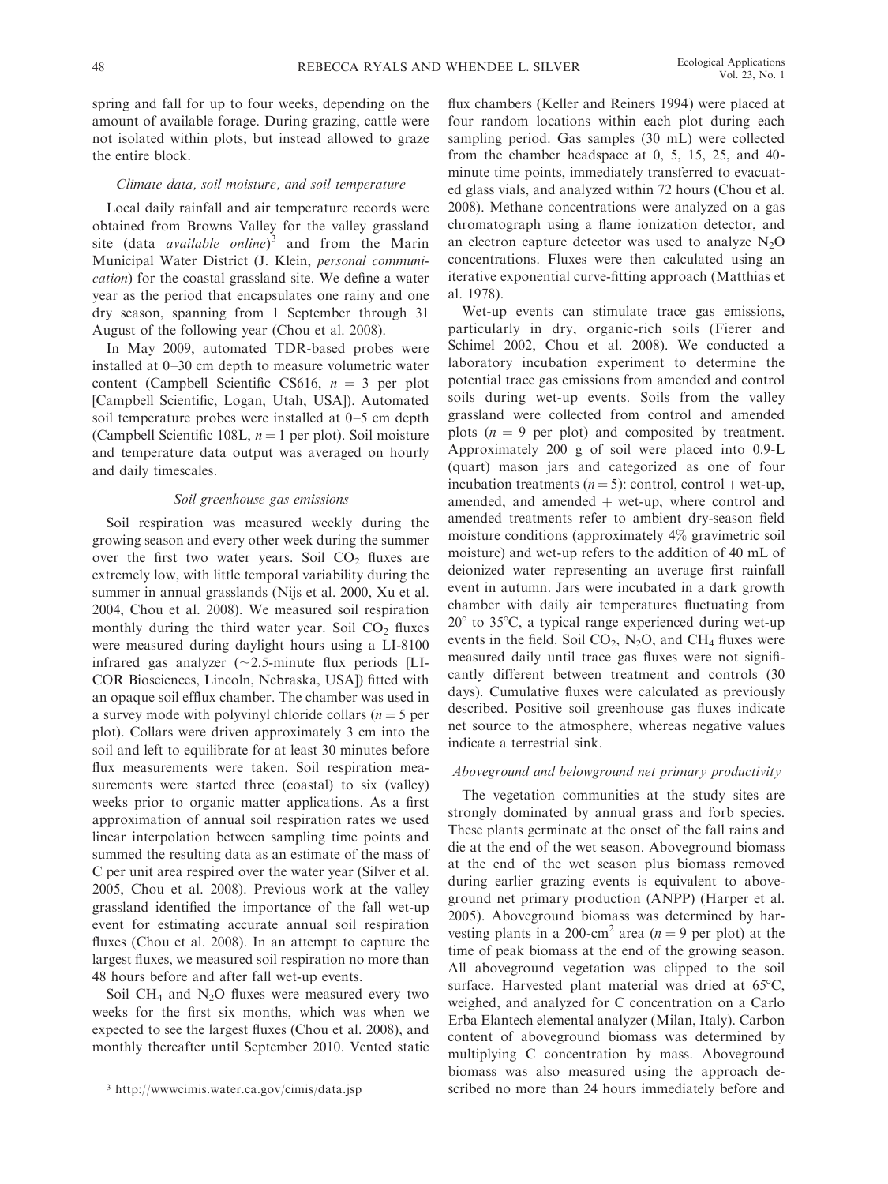spring and fall for up to four weeks, depending on the amount of available forage. During grazing, cattle were not isolated within plots, but instead allowed to graze the entire block.

### *Climate data, soil moisture, and soil temperature*

Local daily rainfall and air temperature records were obtained from Browns Valley for the valley grassland site (data *available online*)[3] and from the Marin Municipal Water District (J. Klein, *personal communication*) for the coastal grassland site. We define a water year as the period that encapsulates one rainy and one dry season, spanning from 1 September through 31 August of the following year (Chou et al. 2008).

In May 2009, automated TDR-based probes were installed at 0–30 cm depth to measure volumetric water content (Campbell Scientific CS616, $n = 3$ per plot [Campbell Scientific, Logan, Utah, USA]). Automated soil temperature probes were installed at 0–5 cm depth (Campbell Scientific 108L, $n = 1$ per plot). Soil moisture and temperature data output was averaged on hourly and daily timescales.

### *Soil greenhouse gas emissions*

Soil respiration was measured weekly during the growing season and every other week during the summer over the first two water years. Soil $CO_2$ fluxes are extremely low, with little temporal variability during the summer in annual grasslands (Nijs et al. 2000, Xu et al. 2004, Chou et al. 2008). We measured soil respiration monthly during the third water year. Soil $CO_2$ fluxes were measured during daylight hours using a LI-8100 infrared gas analyzer (~2.5-minute flux periods [LI-COR Biosciences, Lincoln, Nebraska, USA]) fitted with an opaque soil efflux chamber. The chamber was used in a survey mode with polyvinyl chloride collars ($n = 5$ per plot). Collars were driven approximately 3 cm into the soil and left to equilibrate for at least 30 minutes before flux measurements were taken. Soil respiration measurements were started three (coastal) to six (valley) weeks prior to organic matter applications. As a first approximation of annual soil respiration rates we used linear interpolation between sampling time points and summed the resulting data as an estimate of the mass of C per unit area respired over the water year (Silver et al. 2005, Chou et al. 2008). Previous work at the valley grassland identified the importance of the fall wet-up event for estimating accurate annual soil respiration fluxes (Chou et al. 2008). In an attempt to capture the largest fluxes, we measured soil respiration no more than 48 hours before and after fall wet-up events.

Soil $CH_4$ and $N_2O$ fluxes were measured every two weeks for the first six months, which was when we expected to see the largest fluxes (Chou et al. 2008), and monthly thereafter until September 2010. Vented static flux chambers (Keller and Reiners 1994) were placed at four random locations within each plot during each sampling period. Gas samples (30 mL) were collected from the chamber headspace at 0, 5, 15, 25, and 40-minute time points, immediately transferred to evacuated glass vials, and analyzed within 72 hours (Chou et al. 2008). Methane concentrations were analyzed on a gas chromatograph using a flame ionization detector, and an electron capture detector was used to analyze $N_2O$ concentrations. Fluxes were then calculated using an iterative exponential curve-fitting approach (Matthias et al. 1978).

Wet-up events can stimulate trace gas emissions, particularly in dry, organic-rich soils (Fierer and Schimel 2002, Chou et al. 2008). We conducted a laboratory incubation experiment to determine the potential trace gas emissions from amended and control soils during wet-up events. Soils from the valley grassland were collected from control and amended plots ($n = 9$ per plot) and composited by treatment. Approximately 200 g of soil were placed into 0.9-L (quart) mason jars and categorized as one of four incubation treatments ($n = 5$): control, control + wet-up, amended, and amended + wet-up, where control and amended treatments refer to ambient dry-season field moisture conditions (approximately 4% gravimetric soil moisture) and wet-up refers to the addition of 40 mL of deionized water representing an average first rainfall event in autumn. Jars were incubated in a dark growth chamber with daily air temperatures fluctuating from 20° to 35°C, a typical range experienced during wet-up events in the field. Soil $CO_2$, $N_2O$, and $CH_4$ fluxes were measured daily until trace gas fluxes were not significantly different between treatment and controls (30 days). Cumulative fluxes were calculated as previously described. Positive soil greenhouse gas fluxes indicate net source to the atmosphere, whereas negative values indicate a terrestrial sink.

### *Aboveground and belowground net primary productivity*

The vegetation communities at the study sites are strongly dominated by annual grass and forb species. These plants germinate at the onset of the fall rains and die at the end of the wet season. Aboveground biomass at the end of the wet season plus biomass removed during earlier grazing events is equivalent to aboveground net primary production (ANPP) (Harper et al. 2005). Aboveground biomass was determined by harvesting plants in a 200-cm$^2$ area ($n = 9$ per plot) at the time of peak biomass at the end of the growing season. All aboveground vegetation was clipped to the soil surface. Harvested plant material was dried at 65°C, weighed, and analyzed for C concentration on a Carlo Erba Elantech elemental analyzer (Milan, Italy). Carbon content of aboveground biomass was determined by multiplying C concentration by mass. Aboveground biomass was also measured using the approach described no more than 24 hours immediately before and

[3] http://wwwcimis.water.ca.gov/cimis/data.jsp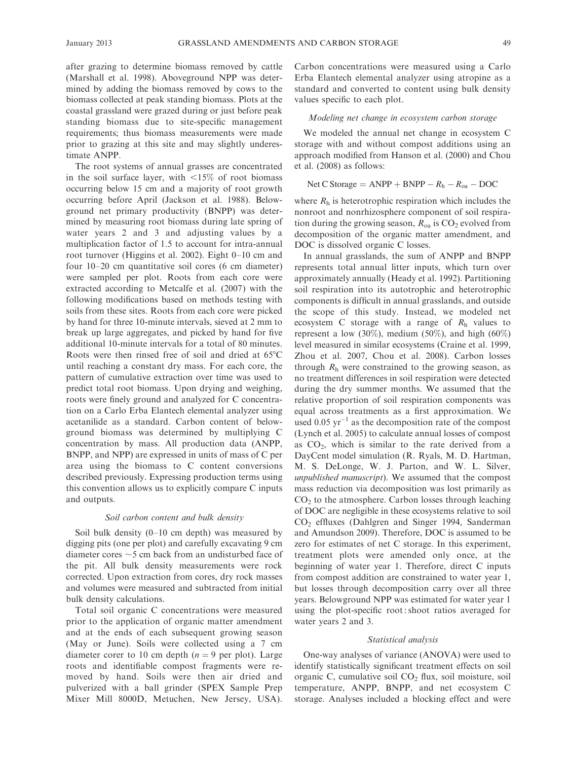after grazing to determine biomass removed by cattle (Marshall et al. 1998). Aboveground NPP was determined by adding the biomass removed by cows to the biomass collected at peak standing biomass. Plots at the coastal grassland were grazed during or just before peak standing biomass due to site-specific management requirements; thus biomass measurements were made prior to grazing at this site and may slightly underestimate ANPP.

The root systems of annual grasses are concentrated in the soil surface layer, with <15% of root biomass occurring below 15 cm and a majority of root growth occurring before April (Jackson et al. 1988). Belowground net primary productivity (BNPP) was determined by measuring root biomass during late spring of water years 2 and 3 and adjusting values by a multiplication factor of 1.5 to account for intra-annual root turnover (Higgins et al. 2002). Eight 0–10 cm and four 10–20 cm quantitative soil cores (6 cm diameter) were sampled per plot. Roots from each core were extracted according to Metcalfe et al. (2007) with the following modifications based on methods testing with soils from these sites. Roots from each core were picked by hand for three 10-minute intervals, sieved at 2 mm to break up large aggregates, and picked by hand for five additional 10-minute intervals for a total of 80 minutes. Roots were then rinsed free of soil and dried at 65°C until reaching a constant dry mass. For each core, the pattern of cumulative extraction over time was used to predict total root biomass. Upon drying and weighing, roots were finely ground and analyzed for C concentration on a Carlo Erba Elantech elemental analyzer using acetanilide as a standard. Carbon content of belowground biomass was determined by multiplying C concentration by mass. All production data (ANPP, BNPP, and NPP) are expressed in units of mass of C per area using the biomass to C content conversions described previously. Expressing production terms using this convention allows us to explicitly compare C inputs and outputs.

### Soil carbon content and bulk density

Soil bulk density (0–10 cm depth) was measured by digging pits (one per plot) and carefully excavating 9 cm diameter cores ~5 cm back from an undisturbed face of the pit. All bulk density measurements were rock corrected. Upon extraction from cores, dry rock masses and volumes were measured and subtracted from initial bulk density calculations.

Total soil organic C concentrations were measured prior to the application of organic matter amendment and at the ends of each subsequent growing season (May or June). Soils were collected using a 7 cm diameter corer to 10 cm depth ($n = 9$ per plot). Large roots and identifiable compost fragments were removed by hand. Soils were then air dried and pulverized with a ball grinder (SPEX Sample Prep Mixer Mill 8000D, Metuchen, New Jersey, USA). Carbon concentrations were measured using a Carlo Erba Elantech elemental analyzer using atropine as a standard and converted to content using bulk density values specific to each plot.

### Modeling net change in ecosystem carbon storage

We modeled the annual net change in ecosystem C storage with and without compost additions using an approach modified from Hanson et al. (2000) and Chou et al. (2008) as follows:

$$\text{Net C Storage} = \text{ANPP} + \text{BNPP} - R_h - R_{oa} - \text{DOC}$$

where $R_h$ is heterotrophic respiration which includes the nonroot and nonrhizosphere component of soil respiration during the growing season, $R_{oa}$ is $CO_2$ evolved from decomposition of the organic matter amendment, and DOC is dissolved organic C losses.

In annual grasslands, the sum of ANPP and BNPP represents total annual litter inputs, which turn over approximately annually (Heady et al. 1992). Partitioning soil respiration into its autotrophic and heterotrophic components is difficult in annual grasslands, and outside the scope of this study. Instead, we modeled net ecosystem C storage with a range of $R_h$ values to represent a low (30%), medium (50%), and high (60%) level measured in similar ecosystems (Craine et al. 1999, Zhou et al. 2007, Chou et al. 2008). Carbon losses through $R_h$ were constrained to the growing season, as no treatment differences in soil respiration were detected during the dry summer months. We assumed that the relative proportion of soil respiration components was equal across treatments as a first approximation. We used 0.05 $\text{yr}^{-1}$ as the decomposition rate of the compost (Lynch et al. 2005) to calculate annual losses of compost as $CO_2$, which is similar to the rate derived from a DayCent model simulation (R. Ryals, M. D. Hartman, M. S. DeLonge, W. J. Parton, and W. L. Silver, *unpublished manuscript*). We assumed that the compost mass reduction via decomposition was lost primarily as $CO_2$ to the atmosphere. Carbon losses through leaching of DOC are negligible in these ecosystems relative to soil $CO_2$ effluxes (Dahlgren and Singer 1994, Sanderman and Amundson 2009). Therefore, DOC is assumed to be zero for estimates of net C storage. In this experiment, treatment plots were amended only once, at the beginning of water year 1. Therefore, direct C inputs from compost addition are constrained to water year 1, but losses through decomposition carry over all three years. Belowground NPP was estimated for water year 1 using the plot-specific root : shoot ratios averaged for water years 2 and 3.

### Statistical analysis

One-way analyses of variance (ANOVA) were used to identify statistically significant treatment effects on soil organic C, cumulative soil $CO_2$ flux, soil moisture, soil temperature, ANPP, BNPP, and net ecosystem C storage. Analyses included a blocking effect and were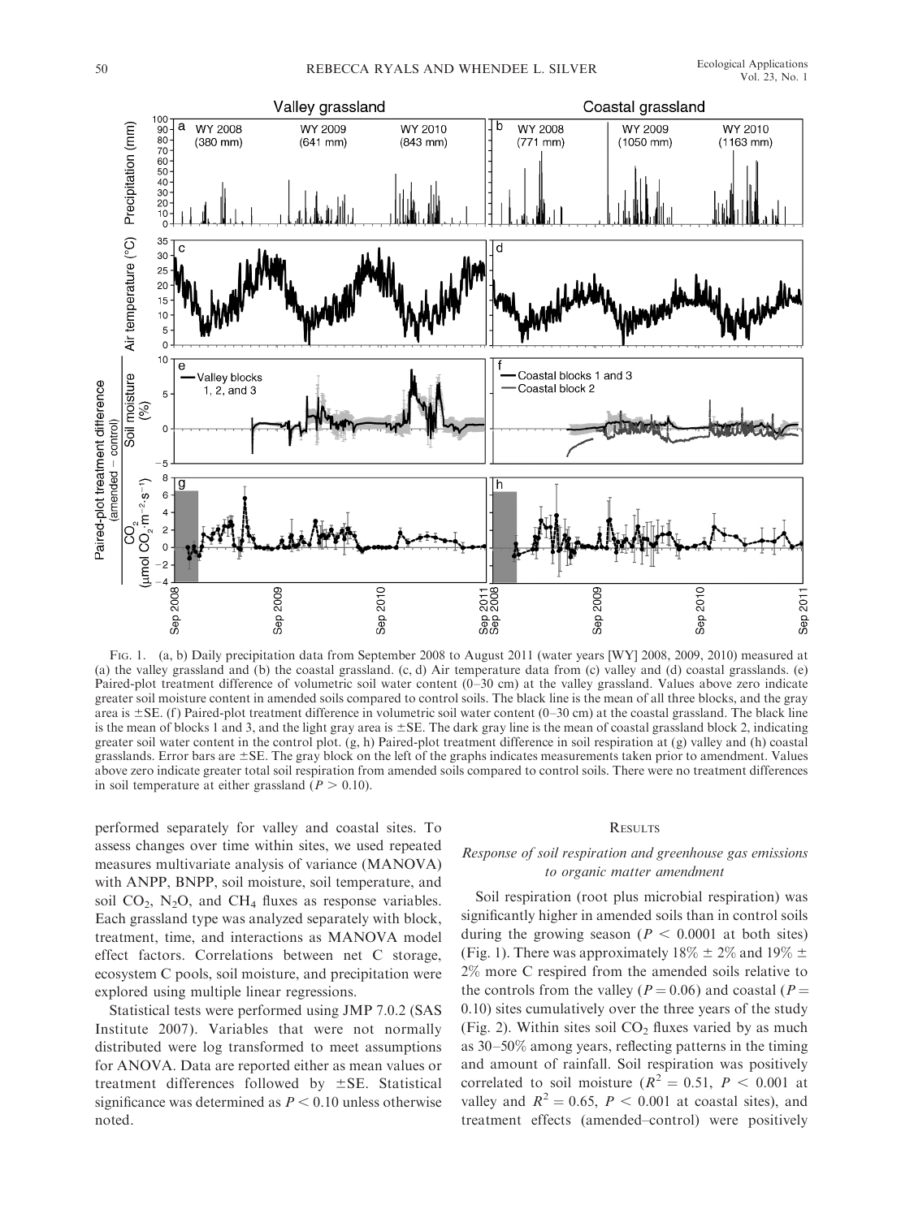Fig. 1. (a, b) Daily precipitation data from September 2008 to August 2011 (water years [WY] 2008, 2009, 2010) measured at (a) the valley grassland and (b) the coastal grassland. (c, d) Air temperature data from (c) valley and (d) coastal grasslands. (e) Paired-plot treatment difference of volumetric soil water content (0–30 cm) at the valley grassland. Values above zero indicate greater soil moisture content in amended soils compared to control soils. The black line is the mean of all three blocks, and the gray area is ±SE. (f) Paired-plot treatment difference in volumetric soil water content (0–30 cm) at the coastal grassland. The black line is the mean of blocks 1 and 3, and the light gray area is ±SE. The dark gray line is the mean of coastal grassland block 2, indicating greater soil water content in the control plot. (g, h) Paired-plot treatment difference in soil respiration at (g) valley and (h) coastal grasslands. Error bars are ±SE. The gray block on the left of the graphs indicates measurements taken prior to amendment. Values above zero indicate greater total soil respiration from amended soils compared to control soils. There were no treatment differences in soil temperature at either grassland ($P > 0.10$).

performed separately for valley and coastal sites. To assess changes over time within sites, we used repeated measures multivariate analysis of variance (MANOVA) with ANPP, BNPP, soil moisture, soil temperature, and soil $CO_2$, $N_2O$, and $CH_4$ fluxes as response variables. Each grassland type was analyzed separately with block, treatment, time, and interactions as MANOVA model effect factors. Correlations between net C storage, ecosystem C pools, soil moisture, and precipitation were explored using multiple linear regressions.

Statistical tests were performed using JMP 7.0.2 (SAS Institute 2007). Variables that were not normally distributed were log transformed to meet assumptions for ANOVA. Data are reported either as mean values or treatment differences followed by ±SE. Statistical significance was determined as $P < 0.10$ unless otherwise noted.

## Results

### *Response of soil respiration and greenhouse gas emissions to organic matter amendment*

Soil respiration (root plus microbial respiration) was significantly higher in amended soils than in control soils during the growing season ($P < 0.0001$ at both sites) (Fig. 1). There was approximately 18% ± 2% and 19% ± 2% more C respired from the amended soils relative to the controls from the valley ($P = 0.06$) and coastal ($P = 0.10$) sites cumulatively over the three years of the study (Fig. 2). Within sites soil $CO_2$ fluxes varied by as much as 30–50% among years, reflecting patterns in the timing and amount of rainfall. Soil respiration was positively correlated to soil moisture ($R^2 = 0.51$, $P < 0.001$ at valley and $R^2 = 0.65$, $P < 0.001$ at coastal sites), and treatment effects (amended–control) were positively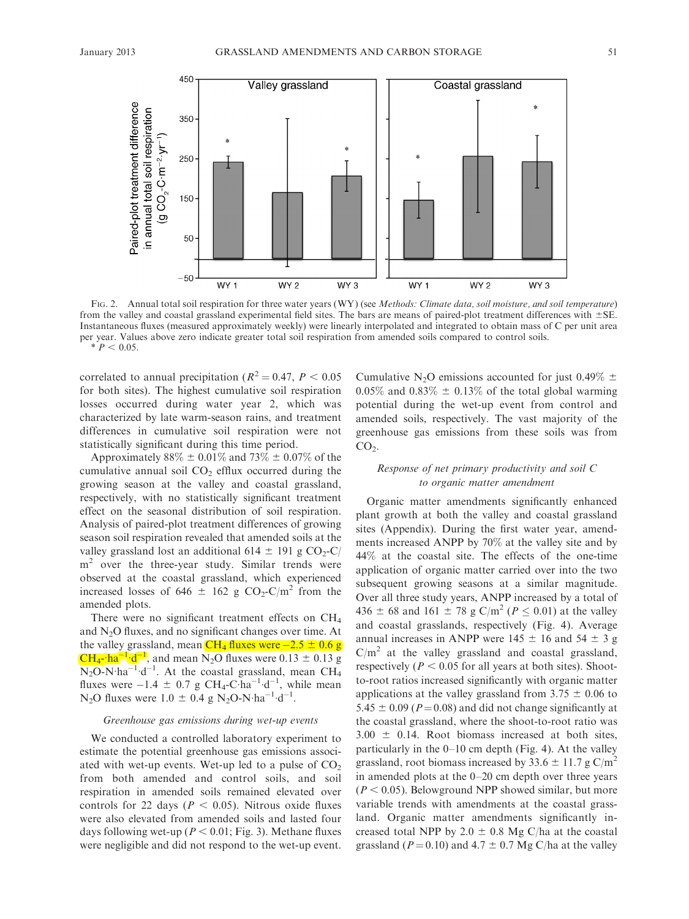FIG. 2. Annual total soil respiration for three water years (WY) (see *Methods: Climate data, soil moisture, and soil temperature*) from the valley and coastal grassland experimental field sites. The bars are means of paired-plot treatment differences with ±SE. Instantaneous fluxes (measured approximately weekly) were linearly interpolated and integrated to obtain mass of C per unit area per year. Values above zero indicate greater total soil respiration from amended soils compared to control soils.
* $P < 0.05$.

correlated to annual precipitation ($R^2 = 0.47$, $P < 0.05$ for both sites). The highest cumulative soil respiration losses occurred during water year 2, which was characterized by late warm-season rains, and treatment differences in cumulative soil respiration were not statistically significant during this time period.

Approximately 88% ± 0.01% and 73% ± 0.07% of the cumulative annual soil $CO_2$ efflux occurred during the growing season at the valley and coastal grassland, respectively, with no statistically significant treatment effect on the seasonal distribution of soil respiration. Analysis of paired-plot treatment differences of growing season soil respiration revealed that amended soils at the valley grassland lost an additional 614 ± 191 g $CO_2$-C/m$^2$ over the three-year study. Similar trends were observed at the coastal grassland, which experienced increased losses of 646 ± 162 g $CO_2$-C/m$^2$ from the amended plots.

There were no significant treatment effects on $CH_4$ and $N_2O$ fluxes, and no significant changes over time. At the valley grassland, mean $CH_4$ fluxes were −2.5 ± 0.6 g $CH_4$-·ha$^{-1}$·d$^{-1}$, and mean $N_2O$ fluxes were 0.13 ± 0.13 g $N_2O$-N·ha$^{-1}$·d$^{-1}$. At the coastal grassland, mean $CH_4$ fluxes were −1.4 ± 0.7 g $CH_4$-C·ha$^{-1}$·d$^{-1}$, while mean $N_2O$ fluxes were 1.0 ± 0.4 g $N_2O$-N·ha$^{-1}$·d$^{-1}$.

### *Greenhouse gas emissions during wet-up events*

We conducted a controlled laboratory experiment to estimate the potential greenhouse gas emissions associated with wet-up events. Wet-up led to a pulse of $CO_2$ from both amended and control soils, and soil respiration in amended soils remained elevated over controls for 22 days ($P < 0.05$). Nitrous oxide fluxes were also elevated from amended soils and lasted four days following wet-up ($P < 0.01$; Fig. 3). Methane fluxes were negligible and did not respond to the wet-up event. Cumulative $N_2O$ emissions accounted for just 0.49% ± 0.05% and 0.83% ± 0.13% of the total global warming potential during the wet-up event from control and amended soils, respectively. The vast majority of the greenhouse gas emissions from these soils was from $CO_2$.

### *Response of net primary productivity and soil C to organic matter amendment*

Organic matter amendments significantly enhanced plant growth at both the valley and coastal grassland sites (Appendix). During the first water year, amendments increased ANPP by 70% at the valley site and by 44% at the coastal site. The effects of the one-time application of organic matter carried over into the two subsequent growing seasons at a similar magnitude. Over all three study years, ANPP increased by a total of 436 ± 68 and 161 ± 78 g C/m$^2$ ($P \leq 0.01$) at the valley and coastal grasslands, respectively (Fig. 4). Average annual increases in ANPP were 145 ± 16 and 54 ± 3 g C/m$^2$ at the valley grassland and coastal grassland, respectively ($P < 0.05$ for all years at both sites). Shoot-to-root ratios increased significantly with organic matter applications at the valley grassland from 3.75 ± 0.06 to 5.45 ± 0.09 ($P = 0.08$) and did not change significantly at the coastal grassland, where the shoot-to-root ratio was 3.00 ± 0.14. Root biomass increased at both sites, particularly in the 0–10 cm depth (Fig. 4). At the valley grassland, root biomass increased by 33.6 ± 11.7 g C/m$^2$ in amended plots at the 0–20 cm depth over three years ($P < 0.05$). Belowground NPP showed similar, but more variable trends with amendments at the coastal grassland. Organic matter amendments significantly increased total NPP by 2.0 ± 0.8 Mg C/ha at the coastal grassland ($P = 0.10$) and 4.7 ± 0.7 Mg C/ha at the valley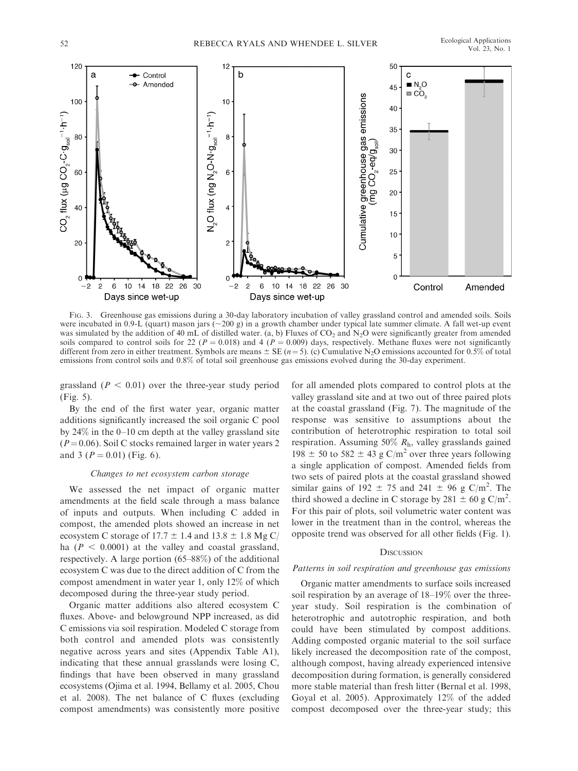Fig. 3. Greenhouse gas emissions during a 30-day laboratory incubation of valley grassland control and amended soils. Soils were incubated in 0.9-L (quart) mason jars (~200 g) in a growth chamber under typical late summer climate. A fall wet-up event was simulated by the addition of 40 mL of distilled water. (a, b) Fluxes of $CO_2$ and $N_2O$ were significantly greater from amended soils compared to control soils for 22 ($P = 0.018$) and 4 ($P = 0.009$) days, respectively. Methane fluxes were not significantly different from zero in either treatment. Symbols are means ± SE ($n = 5$). (c) Cumulative $N_2O$ emissions accounted for 0.5% of total emissions from control soils and 0.8% of total soil greenhouse gas emissions evolved during the 30-day experiment.

grassland ($P < 0.01$) over the three-year study period (Fig. 5).

By the end of the first water year, organic matter additions significantly increased the soil organic C pool by 24% in the 0–10 cm depth at the valley grassland site ($P = 0.06$). Soil C stocks remained larger in water years 2 and 3 ($P = 0.01$) (Fig. 6).

### Changes to net ecosystem carbon storage

We assessed the net impact of organic matter amendments at the field scale through a mass balance of inputs and outputs. When including C added in compost, the amended plots showed an increase in net ecosystem C storage of 17.7 ± 1.4 and 13.8 ± 1.8 Mg C/ha ($P < 0.0001$) at the valley and coastal grassland, respectively. A large portion (65–88%) of the additional ecosystem C was due to the direct addition of C from the compost amendment in water year 1, only 12% of which decomposed during the three-year study period.

Organic matter additions also altered ecosystem C fluxes. Above- and belowground NPP increased, as did C emissions via soil respiration. Modeled C storage from both control and amended plots was consistently negative across years and sites (Appendix Table A1), indicating that these annual grasslands were losing C, findings that have been observed in many grassland ecosystems (Ojima et al. 1994, Bellamy et al. 2005, Chou et al. 2008). The net balance of C fluxes (excluding compost amendments) was consistently more positive for all amended plots compared to control plots at the valley grassland site and at two out of three paired plots at the coastal grassland (Fig. 7). The magnitude of the response was sensitive to assumptions about the contribution of heterotrophic respiration to total soil respiration. Assuming 50% $R_h$, valley grasslands gained 198 ± 50 to 582 ± 43 g C/m$^2$ over three years following a single application of compost. Amended fields from two sets of paired plots at the coastal grassland showed similar gains of 192 ± 75 and 241 ± 96 g C/m$^2$. The third showed a decline in C storage by 281 ± 60 g C/m$^2$. For this pair of plots, soil volumetric water content was lower in the treatment than in the control, whereas the opposite trend was observed for all other fields (Fig. 1).

## Discussion

### Patterns in soil respiration and greenhouse gas emissions

Organic matter amendments to surface soils increased soil respiration by an average of 18–19% over the three-year study. Soil respiration is the combination of heterotrophic and autotrophic respiration, and both could have been stimulated by compost additions. Adding composted organic material to the soil surface likely increased the decomposition rate of the compost, although compost, having already experienced intensive decomposition during formation, is generally considered more stable material than fresh litter (Bernal et al. 1998, Goyal et al. 2005). Approximately 12% of the added compost decomposed over the three-year study; this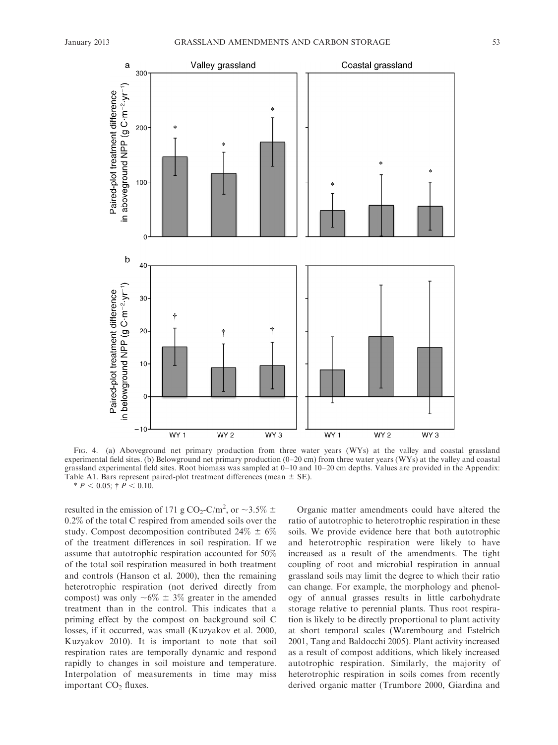FIG. 4. (a) Aboveground net primary production from three water years (WYs) at the valley and coastal grassland experimental field sites. (b) Belowground net primary production (0–20 cm) from three water years (WYs) at the valley and coastal grassland experimental field sites. Root biomass was sampled at 0–10 and 10–20 cm depths. Values are provided in the Appendix: Table A1. Bars represent paired-plot treatment differences (mean ± SE).
* $P < 0.05$; † $P < 0.10$.

resulted in the emission of 171 g $CO_2$-C/m$^2$, or ~3.5% ± 0.2% of the total C respired from amended soils over the study. Compost decomposition contributed 24% ± 6% of the treatment differences in soil respiration. If we assume that autotrophic respiration accounted for 50% of the total soil respiration measured in both treatment and controls (Hanson et al. 2000), then the remaining heterotrophic respiration (not derived directly from compost) was only ~6% ± 3% greater in the amended treatment than in the control. This indicates that a priming effect by the compost on background soil C losses, if it occurred, was small (Kuzyakov et al. 2000, Kuzyakov 2010). It is important to note that soil respiration rates are temporally dynamic and respond rapidly to changes in soil moisture and temperature. Interpolation of measurements in time may miss important $CO_2$ fluxes.

Organic matter amendments could have altered the ratio of autotrophic to heterotrophic respiration in these soils. We provide evidence here that both autotrophic and heterotrophic respiration were likely to have increased as a result of the amendments. The tight coupling of root and microbial respiration in annual grassland soils may limit the degree to which their ratio can change. For example, the morphology and phenology of annual grasses results in little carbohydrate storage relative to perennial plants. Thus root respiration is likely to be directly proportional to plant activity at short temporal scales (Warembourg and Estelrich 2001, Tang and Baldocchi 2005). Plant activity increased as a result of compost additions, which likely increased autotrophic respiration. Similarly, the majority of heterotrophic respiration in soils comes from recently derived organic matter (Trumbore 2000, Giardina and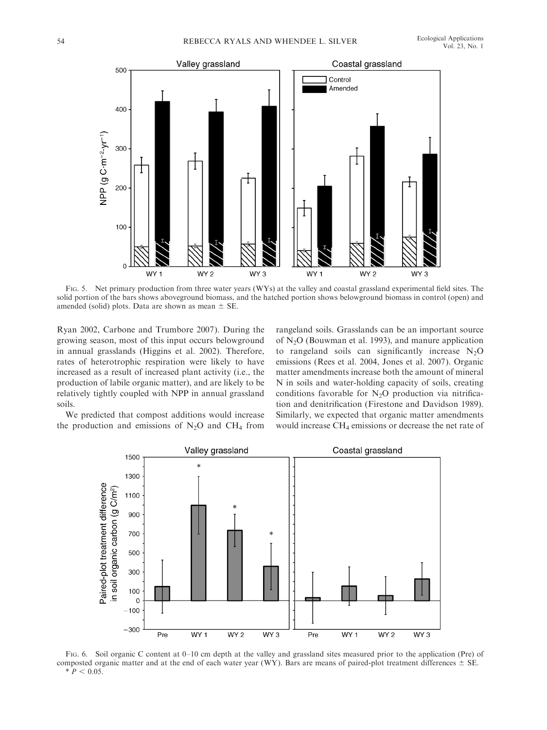FIG. 5. Net primary production from three water years (WYs) at the valley and coastal grassland experimental field sites. The solid portion of the bars shows aboveground biomass, and the hatched portion shows belowground biomass in control (open) and amended (solid) plots. Data are shown as mean ± SE.

Ryan 2002, Carbone and Trumbore 2007). During the growing season, most of this input occurs belowground in annual grasslands (Higgins et al. 2002). Therefore, rates of heterotrophic respiration were likely to have increased as a result of increased plant activity (i.e., the production of labile organic matter), and are likely to be relatively tightly coupled with NPP in annual grassland soils.

We predicted that compost additions would increase the production and emissions of $N_2O$ and $CH_4$ from rangeland soils. Grasslands can be an important source of $N_2O$ (Bouwman et al. 1993), and manure application to rangeland soils can significantly increase $N_2O$ emissions (Rees et al. 2004, Jones et al. 2007). Organic matter amendments increase both the amount of mineral N in soils and water-holding capacity of soils, creating conditions favorable for $N_2O$ production via nitrification and denitrification (Firestone and Davidson 1989). Similarly, we expected that organic matter amendments would increase $CH_4$ emissions or decrease the net rate of

FIG. 6. Soil organic C content at 0–10 cm depth at the valley and grassland sites measured prior to the application (Pre) of composted organic matter and at the end of each water year (WY). Bars are means of paired-plot treatment differences ± SE.
* $P < 0.05$.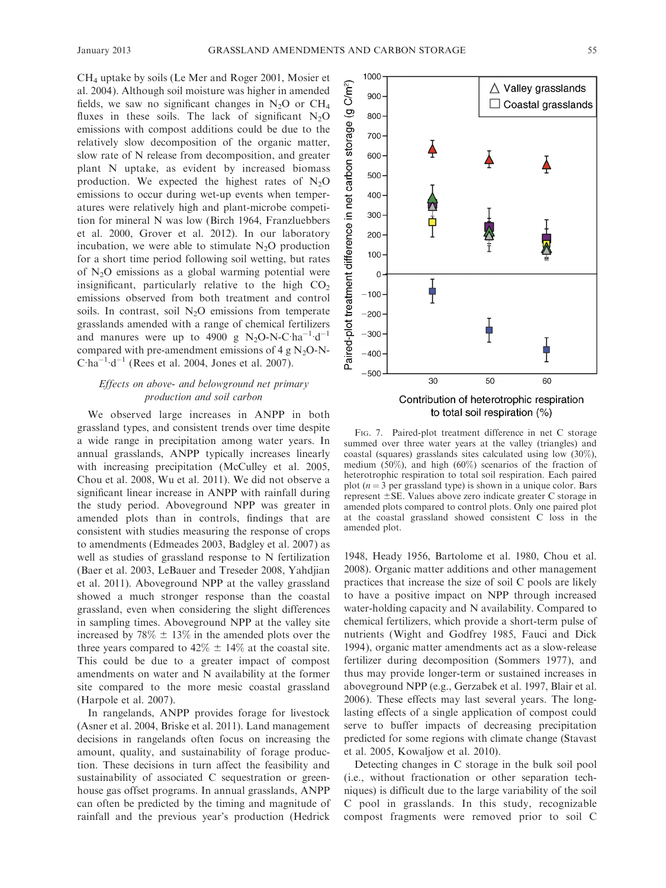$CH_4$ uptake by soils (Le Mer and Roger 2001, Mosier et al. 2004). Although soil moisture was higher in amended fields, we saw no significant changes in $N_2O$ or $CH_4$ fluxes in these soils. The lack of significant $N_2O$ emissions with compost additions could be due to the relatively slow decomposition of the organic matter, slow rate of N release from decomposition, and greater plant N uptake, as evident by increased biomass production. We expected the highest rates of $N_2O$ emissions to occur during wet-up events when temperatures were relatively high and plant-microbe competition for mineral N was low (Birch 1964, Franzluebbers et al. 2000, Grover et al. 2012). In our laboratory incubation, we were able to stimulate $N_2O$ production for a short time period following soil wetting, but rates of $N_2O$ emissions as a global warming potential were insignificant, particularly relative to the high $CO_2$ emissions observed from both treatment and control soils. In contrast, soil $N_2O$ emissions from temperate grasslands amended with a range of chemical fertilizers and manures were up to 4900 g $N_2O$-N-C$\cdot$ha$^{-1}\cdot$d$^{-1}$ compared with pre-amendment emissions of 4 g $N_2O$-N-C$\cdot$ha$^{-1}\cdot$d$^{-1}$ (Rees et al. 2004, Jones et al. 2007).

### *Effects on above- and belowground net primary production and soil carbon*

We observed large increases in ANPP in both grassland types, and consistent trends over time despite a wide range in precipitation among water years. In annual grasslands, ANPP typically increases linearly with increasing precipitation (McCulley et al. 2005, Chou et al. 2008, Wu et al. 2011). We did not observe a significant linear increase in ANPP with rainfall during the study period. Aboveground NPP was greater in amended plots than in controls, findings that are consistent with studies measuring the response of crops to amendments (Edmeades 2003, Badgley et al. 2007) as well as studies of grassland response to N fertilization (Baer et al. 2003, LeBauer and Treseder 2008, Yahdjian et al. 2011). Aboveground NPP at the valley grassland showed a much stronger response than the coastal grassland, even when considering the slight differences in sampling times. Aboveground NPP at the valley site increased by 78% $\pm$ 13% in the amended plots over the three years compared to 42% $\pm$ 14% at the coastal site. This could be due to a greater impact of compost amendments on water and N availability at the former site compared to the more mesic coastal grassland (Harpole et al. 2007).

In rangelands, ANPP provides forage for livestock (Asner et al. 2004, Briske et al. 2011). Land management decisions in rangelands often focus on increasing the amount, quality, and sustainability of forage production. These decisions in turn affect the feasibility and sustainability of associated C sequestration or greenhouse gas offset programs. In annual grasslands, ANPP can often be predicted by the timing and magnitude of rainfall and the previous year's production (Hedrick 1948, Heady 1956, Bartolome et al. 1980, Chou et al. 2008). Organic matter additions and other management practices that increase the size of soil C pools are likely to have a positive impact on NPP through increased water-holding capacity and N availability. Compared to chemical fertilizers, which provide a short-term pulse of nutrients (Wight and Godfrey 1985, Fauci and Dick 1994), organic matter amendments act as a slow-release fertilizer during decomposition (Sommers 1977), and thus may provide longer-term or sustained increases in aboveground NPP (e.g., Gerzabek et al. 1997, Blair et al. 2006). These effects may last several years. The long-lasting effects of a single application of compost could serve to buffer impacts of decreasing precipitation predicted for some regions with climate change (Stavast et al. 2005, Kowaljow et al. 2010).

Detecting changes in C storage in the bulk soil pool (i.e., without fractionation or other separation techniques) is difficult due to the large variability of the soil C pool in grasslands. In this study, recognizable compost fragments were removed prior to soil C

FIG. 7. Paired-plot treatment difference in net C storage summed over three water years at the valley (triangles) and coastal (squares) grasslands sites calculated using low (30%), medium (50%), and high (60%) scenarios of the fraction of heterotrophic respiration to total soil respiration. Each paired plot ($n = 3$ per grassland type) is shown in a unique color. Bars represent $\pm$SE. Values above zero indicate greater C storage in amended plots compared to control plots. Only one paired plot at the coastal grassland showed consistent C loss in the amended plot.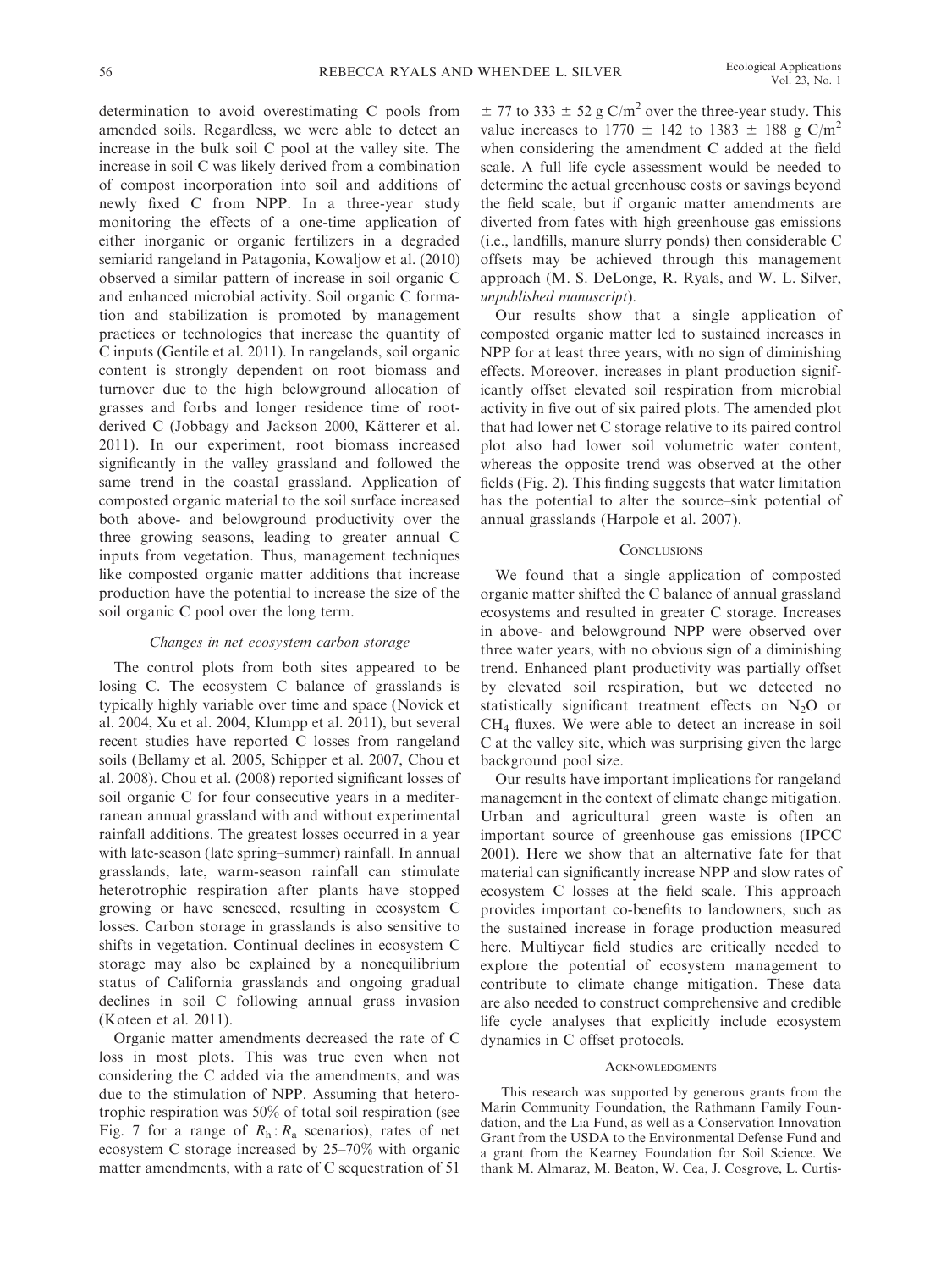determination to avoid overestimating C pools from amended soils. Regardless, we were able to detect an increase in the bulk soil C pool at the valley site. The increase in soil C was likely derived from a combination of compost incorporation into soil and additions of newly fixed C from NPP. In a three-year study monitoring the effects of a one-time application of either inorganic or organic fertilizers in a degraded semiarid rangeland in Patagonia, Kowaljow et al. (2010) observed a similar pattern of increase in soil organic C and enhanced microbial activity. Soil organic C formation and stabilization is promoted by management practices or technologies that increase the quantity of C inputs (Gentile et al. 2011). In rangelands, soil organic content is strongly dependent on root biomass and turnover due to the high belowground allocation of grasses and forbs and longer residence time of root-derived C (Jobbagy and Jackson 2000, Kätterer et al. 2011). In our experiment, root biomass increased significantly in the valley grassland and followed the same trend in the coastal grassland. Application of composted organic material to the soil surface increased both above- and belowground productivity over the three growing seasons, leading to greater annual C inputs from vegetation. Thus, management techniques like composted organic matter additions that increase production have the potential to increase the size of the soil organic C pool over the long term.

### *Changes in net ecosystem carbon storage*

The control plots from both sites appeared to be losing C. The ecosystem C balance of grasslands is typically highly variable over time and space (Novick et al. 2004, Xu et al. 2004, Klumpp et al. 2011), but several recent studies have reported C losses from rangeland soils (Bellamy et al. 2005, Schipper et al. 2007, Chou et al. 2008). Chou et al. (2008) reported significant losses of soil organic C for four consecutive years in a mediterranean annual grassland with and without experimental rainfall additions. The greatest losses occurred in a year with late-season (late spring–summer) rainfall. In annual grasslands, late, warm-season rainfall can stimulate heterotrophic respiration after plants have stopped growing or have senesced, resulting in ecosystem C losses. Carbon storage in grasslands is also sensitive to shifts in vegetation. Continual declines in ecosystem C storage may also be explained by a nonequilibrium status of California grasslands and ongoing gradual declines in soil C following annual grass invasion (Koteen et al. 2011).

Organic matter amendments decreased the rate of C loss in most plots. This was true even when not considering the C added via the amendments, and was due to the stimulation of NPP. Assuming that heterotrophic respiration was 50% of total soil respiration (see Fig. 7 for a range of $R_h:R_a$ scenarios), rates of net ecosystem C storage increased by 25–70% with organic matter amendments, with a rate of C sequestration of 51 $\pm$ 77 to 333 $\pm$ 52 g C/m$^2$ over the three-year study. This value increases to 1770 $\pm$ 142 to 1383 $\pm$ 188 g C/m$^2$ when considering the amendment C added at the field scale. A full life cycle assessment would be needed to determine the actual greenhouse costs or savings beyond the field scale, but if organic matter amendments are diverted from fates with high greenhouse gas emissions (i.e., landfills, manure slurry ponds) then considerable C offsets may be achieved through this management approach (M. S. DeLonge, R. Ryals, and W. L. Silver, *unpublished manuscript*).

Our results show that a single application of composted organic matter led to sustained increases in NPP for at least three years, with no sign of diminishing effects. Moreover, increases in plant production significantly offset elevated soil respiration from microbial activity in five out of six paired plots. The amended plot that had lower net C storage relative to its paired control plot also had lower soil volumetric water content, whereas the opposite trend was observed at the other fields (Fig. 2). This finding suggests that water limitation has the potential to alter the source–sink potential of annual grasslands (Harpole et al. 2007).

## Conclusions

We found that a single application of composted organic matter shifted the C balance of annual grassland ecosystems and resulted in greater C storage. Increases in above- and belowground NPP were observed over three water years, with no obvious sign of a diminishing trend. Enhanced plant productivity was partially offset by elevated soil respiration, but we detected no statistically significant treatment effects on $N_2O$ or $CH_4$ fluxes. We were able to detect an increase in soil C at the valley site, which was surprising given the large background pool size.

Our results have important implications for rangeland management in the context of climate change mitigation. Urban and agricultural green waste is often an important source of greenhouse gas emissions (IPCC 2001). Here we show that an alternative fate for that material can significantly increase NPP and slow rates of ecosystem C losses at the field scale. This approach provides important co-benefits to landowners, such as the sustained increase in forage production measured here. Multiyear field studies are critically needed to explore the potential of ecosystem management to contribute to climate change mitigation. These data are also needed to construct comprehensive and credible life cycle analyses that explicitly include ecosystem dynamics in C offset protocols.

## Acknowledgments

This research was supported by generous grants from the Marin Community Foundation, the Rathmann Family Foundation, and the Lia Fund, as well as a Conservation Innovation Grant from the USDA to the Environmental Defense Fund and a grant from the Kearney Foundation for Soil Science. We thank M. Almaraz, M. Beaton, W. Cea, J. Cosgrove, L. Curtis-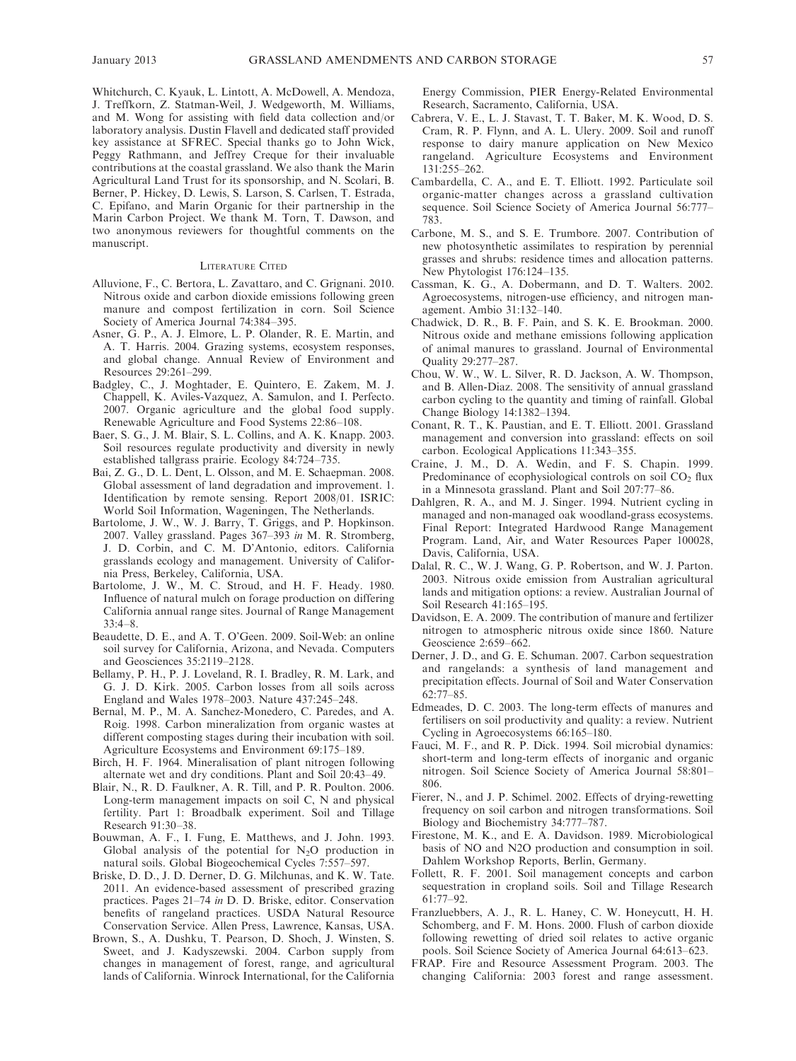Whitchurch, C. Kyauk, L. Lintott, A. McDowell, A. Mendoza, J. Treffkorn, Z. Statman-Weil, J. Wedgeworth, M. Williams, and M. Wong for assisting with field data collection and/or laboratory analysis. Dustin Flavell and dedicated staff provided key assistance at SFREC. Special thanks go to John Wick, Peggy Rathmann, and Jeffrey Creque for their invaluable contributions at the coastal grassland. We also thank the Marin Agricultural Land Trust for its sponsorship, and N. Scolari, B. Berner, P. Hickey, D. Lewis, S. Larson, S. Carlsen, T. Estrada, C. Epifano, and Marin Organic for their partnership in the Marin Carbon Project. We thank M. Torn, T. Dawson, and two anonymous reviewers for thoughtful comments on the manuscript.

## Literature Cited

Alluvione, F., C. Bertora, L. Zavattaro, and C. Grignani. 2010. Nitrous oxide and carbon dioxide emissions following green manure and compost fertilization in corn. Soil Science Society of America Journal 74:384–395.

Asner, G. P., A. J. Elmore, L. P. Olander, R. E. Martin, and A. T. Harris. 2004. Grazing systems, ecosystem responses, and global change. Annual Review of Environment and Resources 29:261–299.

Badgley, C., J. Moghtader, E. Quintero, E. Zakem, M. J. Chappell, K. Aviles-Vazquez, A. Samulon, and I. Perfecto. 2007. Organic agriculture and the global food supply. Renewable Agriculture and Food Systems 22:86–108.

Baer, S. G., J. M. Blair, S. L. Collins, and A. K. Knapp. 2003. Soil resources regulate productivity and diversity in newly established tallgrass prairie. Ecology 84:724–735.

Bai, Z. G., D. L. Dent, L. Olsson, and M. E. Schaepman. 2008. Global assessment of land degradation and improvement. 1. Identification by remote sensing. Report 2008/01. ISRIC: World Soil Information, Wageningen, The Netherlands.

Bartolome, J. W., W. J. Barry, T. Griggs, and P. Hopkinson. 2007. Valley grassland. Pages 367–393 *in* M. R. Stromberg, J. D. Corbin, and C. M. D'Antonio, editors. California grasslands ecology and management. University of California Press, Berkeley, California, USA.

Bartolome, J. W., M. C. Stroud, and H. F. Heady. 1980. Influence of natural mulch on forage production on differing California annual range sites. Journal of Range Management 33:4–8.

Beaudette, D. E., and A. T. O'Geen. 2009. Soil-Web: an online soil survey for California, Arizona, and Nevada. Computers and Geosciences 35:2119–2128.

Bellamy, P. H., P. J. Loveland, R. I. Bradley, R. M. Lark, and G. J. D. Kirk. 2005. Carbon losses from all soils across England and Wales 1978–2003. Nature 437:245–248.

Bernal, M. P., M. A. Sanchez-Monedero, C. Paredes, and A. Roig. 1998. Carbon mineralization from organic wastes at different composting stages during their incubation with soil. Agriculture Ecosystems and Environment 69:175–189.

Birch, H. F. 1964. Mineralisation of plant nitrogen following alternate wet and dry conditions. Plant and Soil 20:43–49.

Blair, N., R. D. Faulkner, A. R. Till, and P. R. Poulton. 2006. Long-term management impacts on soil C, N and physical fertility. Part 1: Broadbalk experiment. Soil and Tillage Research 91:30–38.

Bouwman, A. F., I. Fung, E. Matthews, and J. John. 1993. Global analysis of the potential for $N_2O$ production in natural soils. Global Biogeochemical Cycles 7:557–597.

Briske, D. D., J. D. Derner, D. G. Milchunas, and K. W. Tate. 2011. An evidence-based assessment of prescribed grazing practices. Pages 21–74 *in* D. D. Briske, editor. Conservation benefits of rangeland practices. USDA Natural Resource Conservation Service. Allen Press, Lawrence, Kansas, USA.

Brown, S., A. Dushku, T. Pearson, D. Shoch, J. Winsten, S. Sweet, and J. Kadyszewski. 2004. Carbon supply from changes in management of forest, range, and agricultural lands of California. Winrock International, for the California Energy Commission, PIER Energy-Related Environmental Research, Sacramento, California, USA.

Cabrera, V. E., L. J. Stavast, T. T. Baker, M. K. Wood, D. S. Cram, R. P. Flynn, and A. L. Ulery. 2009. Soil and runoff response to dairy manure application on New Mexico rangeland. Agriculture Ecosystems and Environment 131:255–262.

Cambardella, C. A., and E. T. Elliott. 1992. Particulate soil organic-matter changes across a grassland cultivation sequence. Soil Science Society of America Journal 56:777–783.

Carbone, M. S., and S. E. Trumbore. 2007. Contribution of new photosynthetic assimilates to respiration by perennial grasses and shrubs: residence times and allocation patterns. New Phytologist 176:124–135.

Cassman, K. G., A. Dobermann, and D. T. Walters. 2002. Agroecosystems, nitrogen-use efficiency, and nitrogen management. Ambio 31:132–140.

Chadwick, D. R., B. F. Pain, and S. K. E. Brookman. 2000. Nitrous oxide and methane emissions following application of animal manures to grassland. Journal of Environmental Quality 29:277–287.

Chou, W. W., W. L. Silver, R. D. Jackson, A. W. Thompson, and B. Allen-Diaz. 2008. The sensitivity of annual grassland carbon cycling to the quantity and timing of rainfall. Global Change Biology 14:1382–1394.

Conant, R. T., K. Paustian, and E. T. Elliott. 2001. Grassland management and conversion into grassland: effects on soil carbon. Ecological Applications 11:343–355.

Craine, J. M., D. A. Wedin, and F. S. Chapin. 1999. Predominance of ecophysiological controls on soil $CO_2$ flux in a Minnesota grassland. Plant and Soil 207:77–86.

Dahlgren, R. A., and M. J. Singer. 1994. Nutrient cycling in managed and non-managed oak woodland-grass ecosystems. Final Report: Integrated Hardwood Range Management Program. Land, Air, and Water Resources Paper 100028, Davis, California, USA.

Dalal, R. C., W. J. Wang, G. P. Robertson, and W. J. Parton. 2003. Nitrous oxide emission from Australian agricultural lands and mitigation options: a review. Australian Journal of Soil Research 41:165–195.

Davidson, E. A. 2009. The contribution of manure and fertilizer nitrogen to atmospheric nitrous oxide since 1860. Nature Geoscience 2:659–662.

Derner, J. D., and G. E. Schuman. 2007. Carbon sequestration and rangelands: a synthesis of land management and precipitation effects. Journal of Soil and Water Conservation 62:77–85.

Edmeades, D. C. 2003. The long-term effects of manures and fertilisers on soil productivity and quality: a review. Nutrient Cycling in Agroecosystems 66:165–180.

Fauci, M. F., and R. P. Dick. 1994. Soil microbial dynamics: short-term and long-term effects of inorganic and organic nitrogen. Soil Science Society of America Journal 58:801–806.

Fierer, N., and J. P. Schimel. 2002. Effects of drying-rewetting frequency on soil carbon and nitrogen transformations. Soil Biology and Biochemistry 34:777–787.

Firestone, M. K., and E. A. Davidson. 1989. Microbiological basis of NO and N2O production and consumption in soil. Dahlem Workshop Reports, Berlin, Germany.

Follett, R. F. 2001. Soil management concepts and carbon sequestration in cropland soils. Soil and Tillage Research 61:77–92.

Franzluebbers, A. J., R. L. Haney, C. W. Honeycutt, H. H. Schomberg, and F. M. Hons. 2000. Flush of carbon dioxide following rewetting of dried soil relates to active organic pools. Soil Science Society of America Journal 64:613–623.

FRAP. Fire and Resource Assessment Program. 2003. The changing California: 2003 forest and range assessment.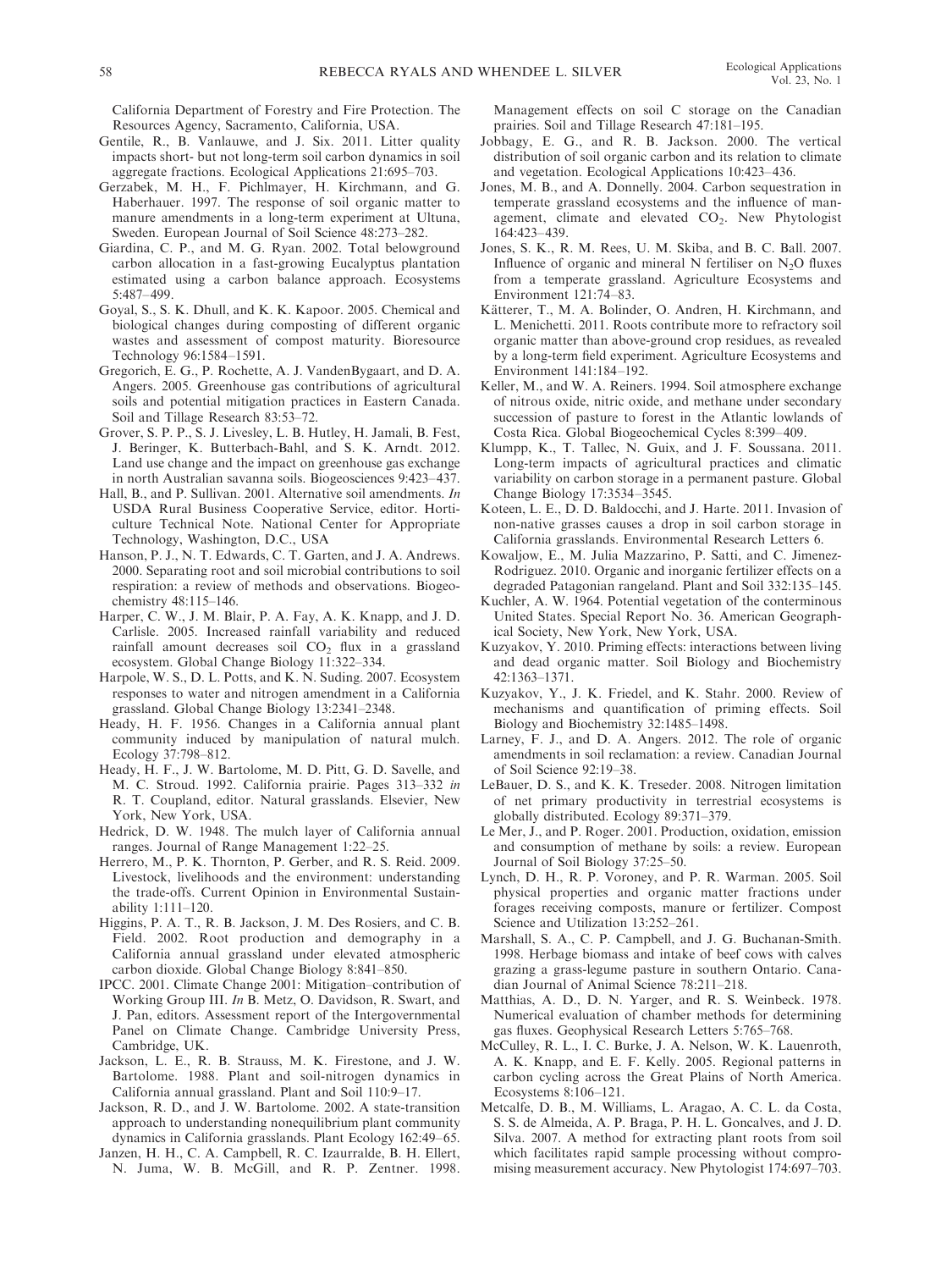California Department of Forestry and Fire Protection. The Resources Agency, Sacramento, California, USA.

Gentile, R., B. Vanlauwe, and J. Six. 2011. Litter quality impacts short- but not long-term soil carbon dynamics in soil aggregate fractions. Ecological Applications 21:695–703.

Gerzabek, M. H., F. Pichlmayer, H. Kirchmann, and G. Haberhauer. 1997. The response of soil organic matter to manure amendments in a long-term experiment at Ultuna, Sweden. European Journal of Soil Science 48:273–282.

Giardina, C. P., and M. G. Ryan. 2002. Total belowground carbon allocation in a fast-growing Eucalyptus plantation estimated using a carbon balance approach. Ecosystems 5:487–499.

Goyal, S., S. K. Dhull, and K. K. Kapoor. 2005. Chemical and biological changes during composting of different organic wastes and assessment of compost maturity. Bioresource Technology 96:1584–1591.

Gregorich, E. G., P. Rochette, A. J. VandenBygaart, and D. A. Angers. 2005. Greenhouse gas contributions of agricultural soils and potential mitigation practices in Eastern Canada. Soil and Tillage Research 83:53–72.

Grover, S. P. P., S. J. Livesley, L. B. Hutley, H. Jamali, B. Fest, J. Beringer, K. Butterbach-Bahl, and S. K. Arndt. 2012. Land use change and the impact on greenhouse gas exchange in north Australian savanna soils. Biogeosciences 9:423–437.

Hall, B., and P. Sullivan. 2001. Alternative soil amendments. *In* USDA Rural Business Cooperative Service, editor. Horticulture Technical Note. National Center for Appropriate Technology, Washington, D.C., USA

Hanson, P. J., N. T. Edwards, C. T. Garten, and J. A. Andrews. 2000. Separating root and soil microbial contributions to soil respiration: a review of methods and observations. Biogeochemistry 48:115–146.

Harper, C. W., J. M. Blair, P. A. Fay, A. K. Knapp, and J. D. Carlisle. 2005. Increased rainfall variability and reduced rainfall amount decreases soil $CO_2$ flux in a grassland ecosystem. Global Change Biology 11:322–334.

Harpole, W. S., D. L. Potts, and K. N. Suding. 2007. Ecosystem responses to water and nitrogen amendment in a California grassland. Global Change Biology 13:2341–2348.

Heady, H. F. 1956. Changes in a California annual plant community induced by manipulation of natural mulch. Ecology 37:798–812.

Heady, H. F., J. W. Bartolome, M. D. Pitt, G. D. Savelle, and M. C. Stroud. 1992. California prairie. Pages 313–332 *in* R. T. Coupland, editor. Natural grasslands. Elsevier, New York, New York, USA.

Hedrick, D. W. 1948. The mulch layer of California annual ranges. Journal of Range Management 1:22–25.

Herrero, M., P. K. Thornton, P. Gerber, and R. S. Reid. 2009. Livestock, livelihoods and the environment: understanding the trade-offs. Current Opinion in Environmental Sustainability 1:111–120.

Higgins, P. A. T., R. B. Jackson, J. M. Des Rosiers, and C. B. Field. 2002. Root production and demography in a California annual grassland under elevated atmospheric carbon dioxide. Global Change Biology 8:841–850.

IPCC. 2001. Climate Change 2001: Mitigation–contribution of Working Group III. *In* B. Metz, O. Davidson, R. Swart, and J. Pan, editors. Assessment report of the Intergovernmental Panel on Climate Change. Cambridge University Press, Cambridge, UK.

Jackson, L. E., R. B. Strauss, M. K. Firestone, and J. W. Bartolome. 1988. Plant and soil-nitrogen dynamics in California annual grassland. Plant and Soil 110:9–17.

Jackson, R. D., and J. W. Bartolome. 2002. A state-transition approach to understanding nonequilibrium plant community dynamics in California grasslands. Plant Ecology 162:49–65.

Janzen, H. H., C. A. Campbell, R. C. Izaurralde, B. H. Ellert, N. Juma, W. B. McGill, and R. P. Zentner. 1998. Management effects on soil C storage on the Canadian prairies. Soil and Tillage Research 47:181–195.

Jobbagy, E. G., and R. B. Jackson. 2000. The vertical distribution of soil organic carbon and its relation to climate and vegetation. Ecological Applications 10:423–436.

Jones, M. B., and A. Donnelly. 2004. Carbon sequestration in temperate grassland ecosystems and the influence of management, climate and elevated $CO_2$. New Phytologist 164:423–439.

Jones, S. K., R. M. Rees, U. M. Skiba, and B. C. Ball. 2007. Influence of organic and mineral N fertiliser on $N_2O$ fluxes from a temperate grassland. Agriculture Ecosystems and Environment 121:74–83.

Kätterer, T., M. A. Bolinder, O. Andren, H. Kirchmann, and L. Menichetti. 2011. Roots contribute more to refractory soil organic matter than above-ground crop residues, as revealed by a long-term field experiment. Agriculture Ecosystems and Environment 141:184–192.

Keller, M., and W. A. Reiners. 1994. Soil atmosphere exchange of nitrous oxide, nitric oxide, and methane under secondary succession of pasture to forest in the Atlantic lowlands of Costa Rica. Global Biogeochemical Cycles 8:399–409.

Klumpp, K., T. Tallec, N. Guix, and J. F. Soussana. 2011. Long-term impacts of agricultural practices and climatic variability on carbon storage in a permanent pasture. Global Change Biology 17:3534–3545.

Koteen, L. E., D. D. Baldocchi, and J. Harte. 2011. Invasion of non-native grasses causes a drop in soil carbon storage in California grasslands. Environmental Research Letters 6.

Kowaljow, E., M. Julia Mazzarino, P. Satti, and C. Jimenez-Rodriguez. 2010. Organic and inorganic fertilizer effects on a degraded Patagonian rangeland. Plant and Soil 332:135–145.

Kuchler, A. W. 1964. Potential vegetation of the conterminous United States. Special Report No. 36. American Geographical Society, New York, New York, USA.

Kuzyakov, Y. 2010. Priming effects: interactions between living and dead organic matter. Soil Biology and Biochemistry 42:1363–1371.

Kuzyakov, Y., J. K. Friedel, and K. Stahr. 2000. Review of mechanisms and quantification of priming effects. Soil Biology and Biochemistry 32:1485–1498.

Larney, F. J., and D. A. Angers. 2012. The role of organic amendments in soil reclamation: a review. Canadian Journal of Soil Science 92:19–38.

LeBauer, D. S., and K. K. Treseder. 2008. Nitrogen limitation of net primary productivity in terrestrial ecosystems is globally distributed. Ecology 89:371–379.

Le Mer, J., and P. Roger. 2001. Production, oxidation, emission and consumption of methane by soils: a review. European Journal of Soil Biology 37:25–50.

Lynch, D. H., R. P. Voroney, and P. R. Warman. 2005. Soil physical properties and organic matter fractions under forages receiving composts, manure or fertilizer. Compost Science and Utilization 13:252–261.

Marshall, S. A., C. P. Campbell, and J. G. Buchanan-Smith. 1998. Herbage biomass and intake of beef cows with calves grazing a grass-legume pasture in southern Ontario. Canadian Journal of Animal Science 78:211–218.

Matthias, A. D., D. N. Yarger, and R. S. Weinbeck. 1978. Numerical evaluation of chamber methods for determining gas fluxes. Geophysical Research Letters 5:765–768.

McCulley, R. L., I. C. Burke, J. A. Nelson, W. K. Lauenroth, A. K. Knapp, and E. F. Kelly. 2005. Regional patterns in carbon cycling across the Great Plains of North America. Ecosystems 8:106–121.

Metcalfe, D. B., M. Williams, L. Aragao, A. C. L. da Costa, S. S. de Almeida, A. P. Braga, P. H. L. Goncalves, and J. D. Silva. 2007. A method for extracting plant roots from soil which facilitates rapid sample processing without compromising measurement accuracy. New Phytologist 174:697–703.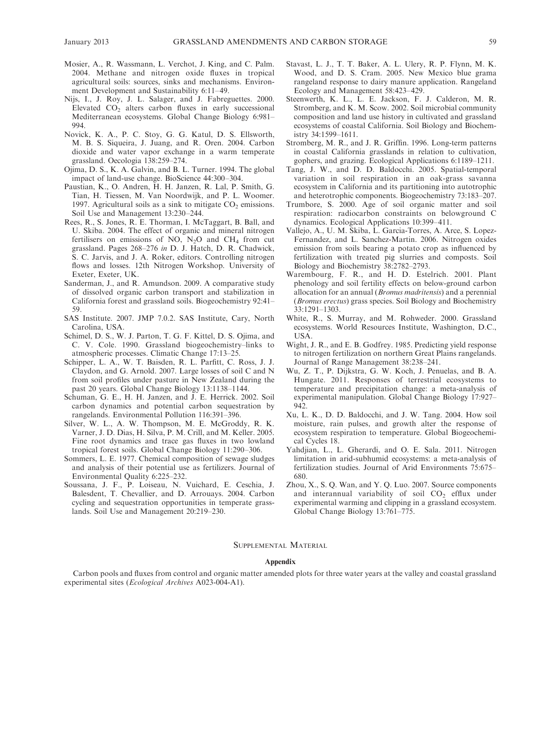Mosier, A., R. Wassmann, L. Verchot, J. King, and C. Palm. 2004. Methane and nitrogen oxide fluxes in tropical agricultural soils: sources, sinks and mechanisms. Environment Development and Sustainability 6:11–49.

Nijs, I., J. Roy, J. L. Salager, and J. Fabreguettes. 2000. Elevated $CO_2$ alters carbon fluxes in early successional Mediterranean ecosystems. Global Change Biology 6:981–994.

Novick, K. A., P. C. Stoy, G. G. Katul, D. S. Ellsworth, M. B. S. Siqueira, J. Juang, and R. Oren. 2004. Carbon dioxide and water vapor exchange in a warm temperate grassland. Oecologia 138:259–274.

Ojima, D. S., K. A. Galvin, and B. L. Turner. 1994. The global impact of land-use change. BioScience 44:300–304.

Paustian, K., O. Andren, H. H. Janzen, R. Lal, P. Smith, G. Tian, H. Tiessen, M. Van Noordwijk, and P. L. Woomer. 1997. Agricultural soils as a sink to mitigate $CO_2$ emissions. Soil Use and Management 13:230–244.

Rees, R., S. Jones, R. E. Thorman, I. McTaggart, B. Ball, and U. Skiba. 2004. The effect of organic and mineral nitrogen fertilisers on emissions of NO, $N_2O$ and $CH_4$ from cut grassland. Pages 268–276 *in* D. J. Hatch, D. R. Chadwick, S. C. Jarvis, and J. A. Roker, editors. Controlling nitrogen flows and losses. 12th Nitrogen Workshop. University of Exeter, Exeter, UK.

Sanderman, J., and R. Amundson. 2009. A comparative study of dissolved organic carbon transport and stabilization in California forest and grassland soils. Biogeochemistry 92:41–59.

SAS Institute. 2007. JMP 7.0.2. SAS Institute, Cary, North Carolina, USA.

Schimel, D. S., W. J. Parton, T. G. F. Kittel, D. S. Ojima, and C. V. Cole. 1990. Grassland biogeochemistry–links to atmospheric processes. Climatic Change 17:13–25.

Schipper, L. A., W. T. Baisden, R. L. Parfitt, C. Ross, J. J. Claydon, and G. Arnold. 2007. Large losses of soil C and N from soil profiles under pasture in New Zealand during the past 20 years. Global Change Biology 13:1138–1144.

Schuman, G. E., H. H. Janzen, and J. E. Herrick. 2002. Soil carbon dynamics and potential carbon sequestration by rangelands. Environmental Pollution 116:391–396.

Silver, W. L., A. W. Thompson, M. E. McGroddy, R. K. Varner, J. D. Dias, H. Silva, P. M. Crill, and M. Keller. 2005. Fine root dynamics and trace gas fluxes in two lowland tropical forest soils. Global Change Biology 11:290–306.

Sommers, L. E. 1977. Chemical composition of sewage sludges and analysis of their potential use as fertilizers. Journal of Environmental Quality 6:225–232.

Soussana, J. F., P. Loiseau, N. Vuichard, E. Ceschia, J. Balesdent, T. Chevallier, and D. Arrouays. 2004. Carbon cycling and sequestration opportunities in temperate grasslands. Soil Use and Management 20:219–230.

Stavast, L. J., T. T. Baker, A. L. Ulery, R. P. Flynn, M. K. Wood, and D. S. Cram. 2005. New Mexico blue grama rangeland response to dairy manure application. Rangeland Ecology and Management 58:423–429.

Steenwerth, K. L., L. E. Jackson, F. J. Calderon, M. R. Stromberg, and K. M. Scow. 2002. Soil microbial community composition and land use history in cultivated and grassland ecosystems of coastal California. Soil Biology and Biochemistry 34:1599–1611.

Stromberg, M. R., and J. R. Griffin. 1996. Long-term patterns in coastal California grasslands in relation to cultivation, gophers, and grazing. Ecological Applications 6:1189–1211.

Tang, J. W., and D. D. Baldocchi. 2005. Spatial-temporal variation in soil respiration in an oak-grass savanna ecosystem in California and its partitioning into autotrophic and heterotrophic components. Biogeochemistry 73:183–207.

Trumbore, S. 2000. Age of soil organic matter and soil respiration: radiocarbon constraints on belowground C dynamics. Ecological Applications 10:399–411.

Vallejo, A., U. M. Skiba, L. Garcia-Torres, A. Arce, S. Lopez-Fernandez, and L. Sanchez-Martin. 2006. Nitrogen oxides emission from soils bearing a potato crop as influenced by fertilization with treated pig slurries and composts. Soil Biology and Biochemistry 38:2782–2793.

Warembourg, F. R., and H. D. Estelrich. 2001. Plant phenology and soil fertility effects on below-ground carbon allocation for an annual (*Bromus madritensis*) and a perennial (*Bromus erectus*) grass species. Soil Biology and Biochemistry 33:1291–1303.

White, R., S. Murray, and M. Rohweder. 2000. Grassland ecosystems. World Resources Institute, Washington, D.C., USA.

Wight, J. R., and E. B. Godfrey. 1985. Predicting yield response to nitrogen fertilization on northern Great Plains rangelands. Journal of Range Management 38:238–241.

Wu, Z. T., P. Dijkstra, G. W. Koch, J. Penuelas, and B. A. Hungate. 2011. Responses of terrestrial ecosystems to temperature and precipitation change: a meta-analysis of experimental manipulation. Global Change Biology 17:927–942.

Xu, L. K., D. D. Baldocchi, and J. W. Tang. 2004. How soil moisture, rain pulses, and growth alter the response of ecosystem respiration to temperature. Global Biogeochemical Cycles 18.

Yahdjian, L., L. Gherardi, and O. E. Sala. 2011. Nitrogen limitation in arid-subhumid ecosystems: a meta-analysis of fertilization studies. Journal of Arid Environments 75:675–680.

Zhou, X., S. Q. Wan, and Y. Q. Luo. 2007. Source components and interannual variability of soil $CO_2$ efflux under experimental warming and clipping in a grassland ecosystem. Global Change Biology 13:761–775.

## Supplemental Material

### Appendix

Carbon pools and fluxes from control and organic matter amended plots for three water years at the valley and coastal grassland experimental sites (*Ecological Archives* A023-004-A1).